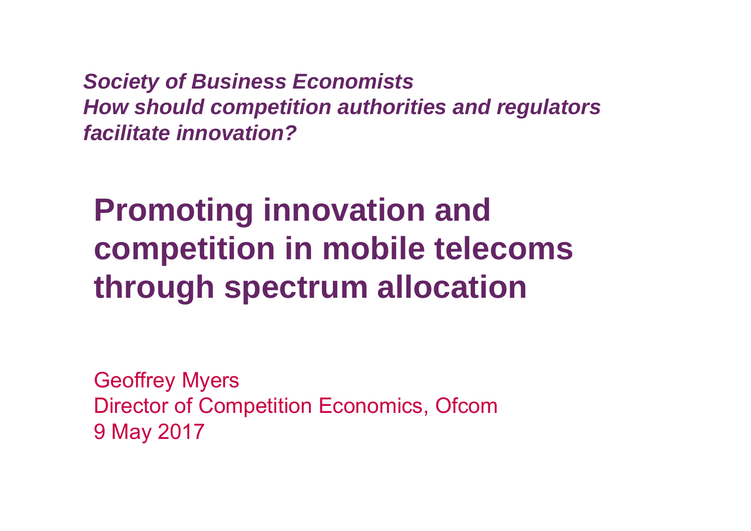***Society of Business Economists***
***How should competition authorities and regulators facilitate innovation?***

# Promoting innovation and competition in mobile telecoms through spectrum allocation

Geoffrey Myers
Director of Competition Economics, Ofcom
9 May 2017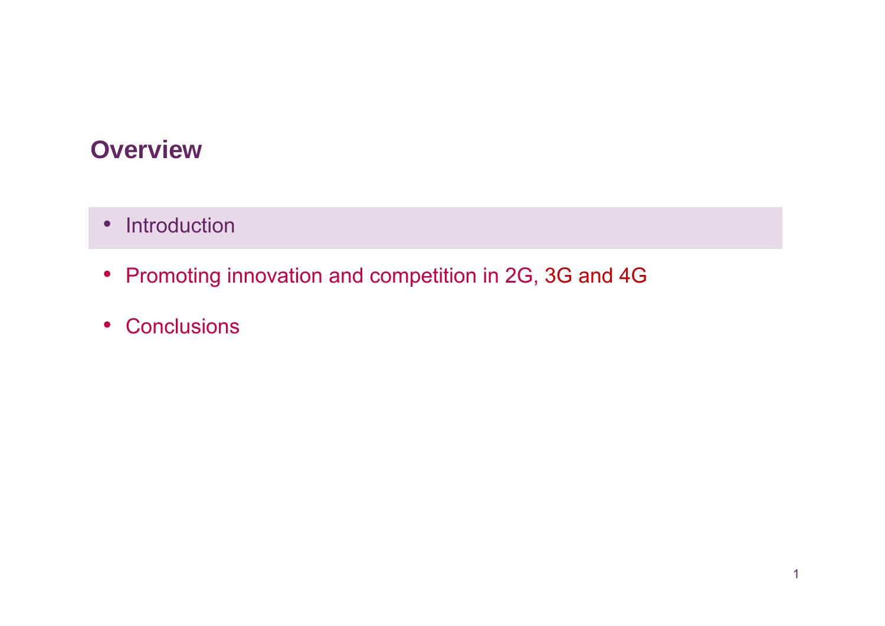## Overview

- Introduction
- Promoting innovation and competition in 2G, 3G and 4G
- Conclusions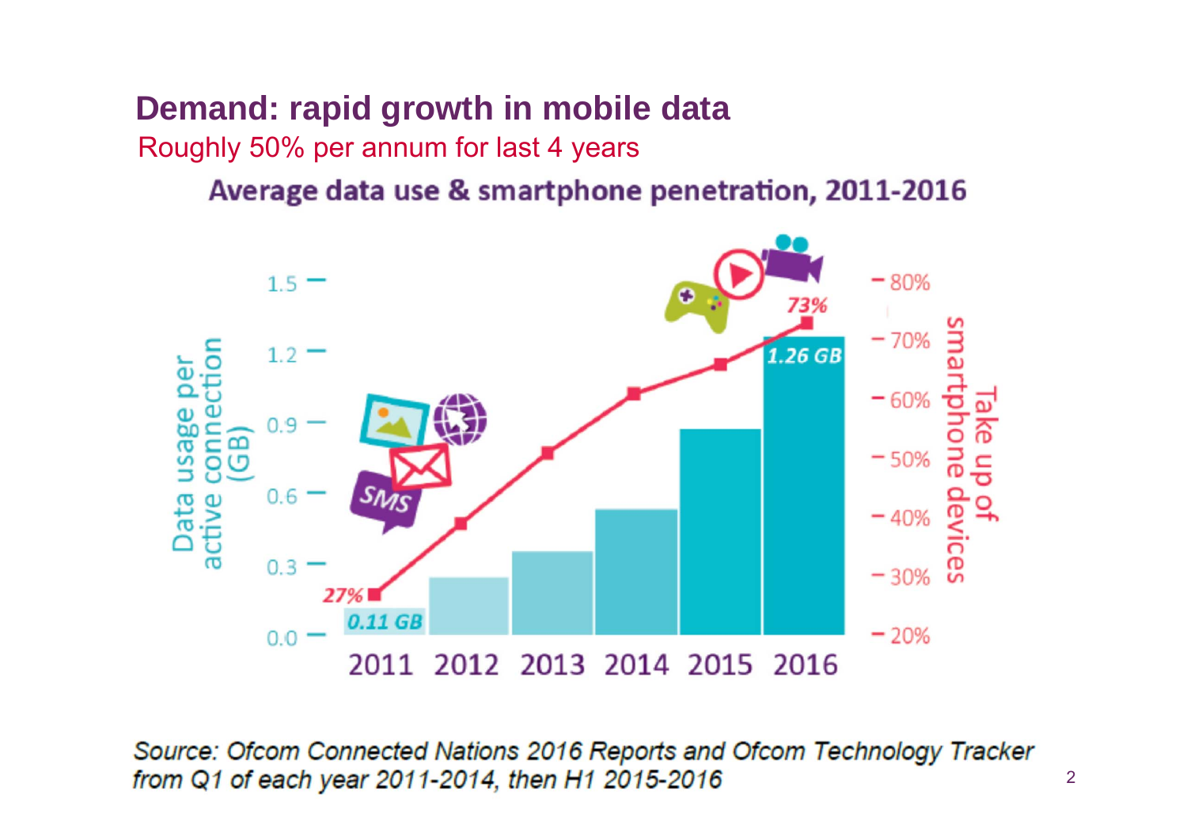# Demand: rapid growth in mobile data

Roughly 50% per annum for last 4 years

**Average data use & smartphone penetration, 2011-2016**

Source: Ofcom Connected Nations 2016 Reports and Ofcom Technology Tracker from Q1 of each year 2011-2014, then H1 2015-2016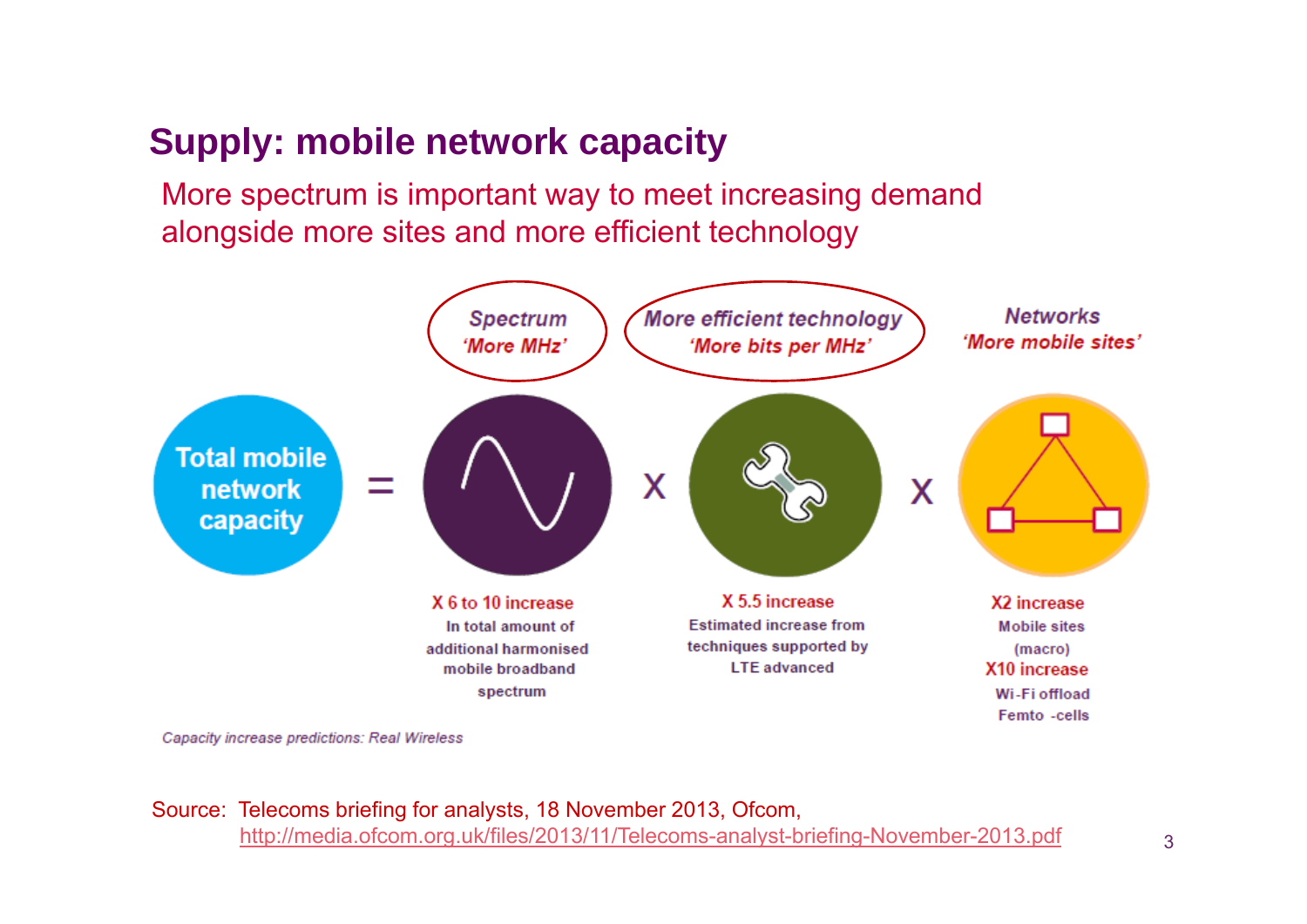# Supply: mobile network capacity

More spectrum is important way to meet increasing demand alongside more sites and more efficient technology

| Total mobile network capacity | = | Spectrum 'More MHz' | x | More efficient technology 'More bits per MHz' | x | Networks 'More mobile sites' |
|---|---|---|---|---|---|---|
| | | X 6 to 10 increase In total amount of additional harmonised mobile broadband spectrum | | X 5.5 increase Estimated increase from techniques supported by LTE advanced | | X2 increase Mobile sites (macro) X10 increase Wi-Fi offload Femto -cells |

*Capacity increase predictions: Real Wireless*

Source: Telecoms briefing for analysts, 18 November 2013, Ofcom, http://media.ofcom.org.uk/files/2013/11/Telecoms-analyst-briefing-November-2013.pdf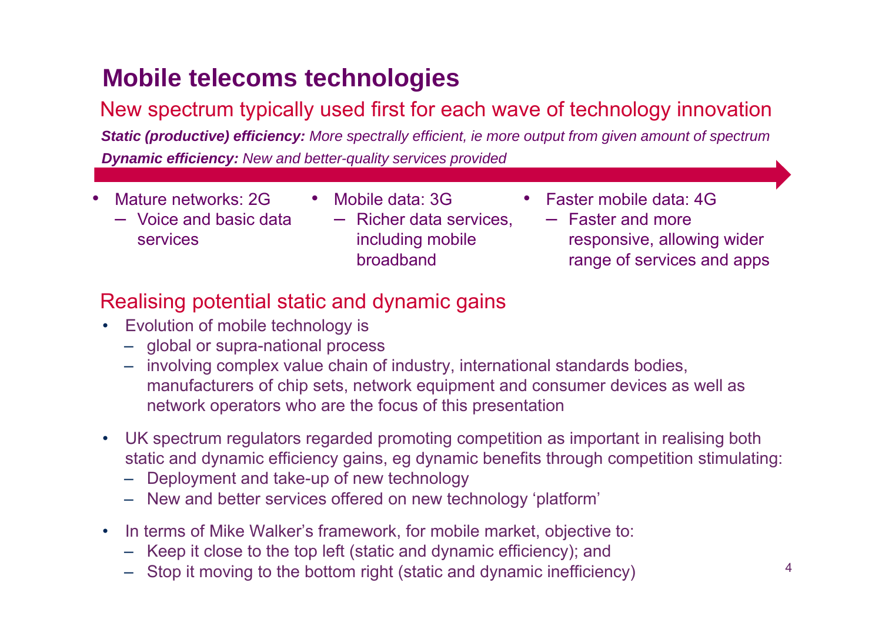# Mobile telecoms technologies

## New spectrum typically used first for each wave of technology innovation

***Static (productive) efficiency:** More spectrally efficient, ie more output from given amount of spectrum*

***Dynamic efficiency:** New and better-quality services provided*

- Mature networks: 2G
  - Voice and basic data services
- Mobile data: 3G
  - Richer data services, including mobile broadband
- Faster mobile data: 4G
  - Faster and more responsive, allowing wider range of services and apps

## Realising potential static and dynamic gains

- Evolution of mobile technology is
  - global or supra-national process
  - involving complex value chain of industry, international standards bodies, manufacturers of chip sets, network equipment and consumer devices as well as network operators who are the focus of this presentation
- UK spectrum regulators regarded promoting competition as important in realising both static and dynamic efficiency gains, eg dynamic benefits through competition stimulating:
  - Deployment and take-up of new technology
  - New and better services offered on new technology 'platform'
- In terms of Mike Walker's framework, for mobile market, objective to:
  - Keep it close to the top left (static and dynamic efficiency); and
  - Stop it moving to the bottom right (static and dynamic inefficiency)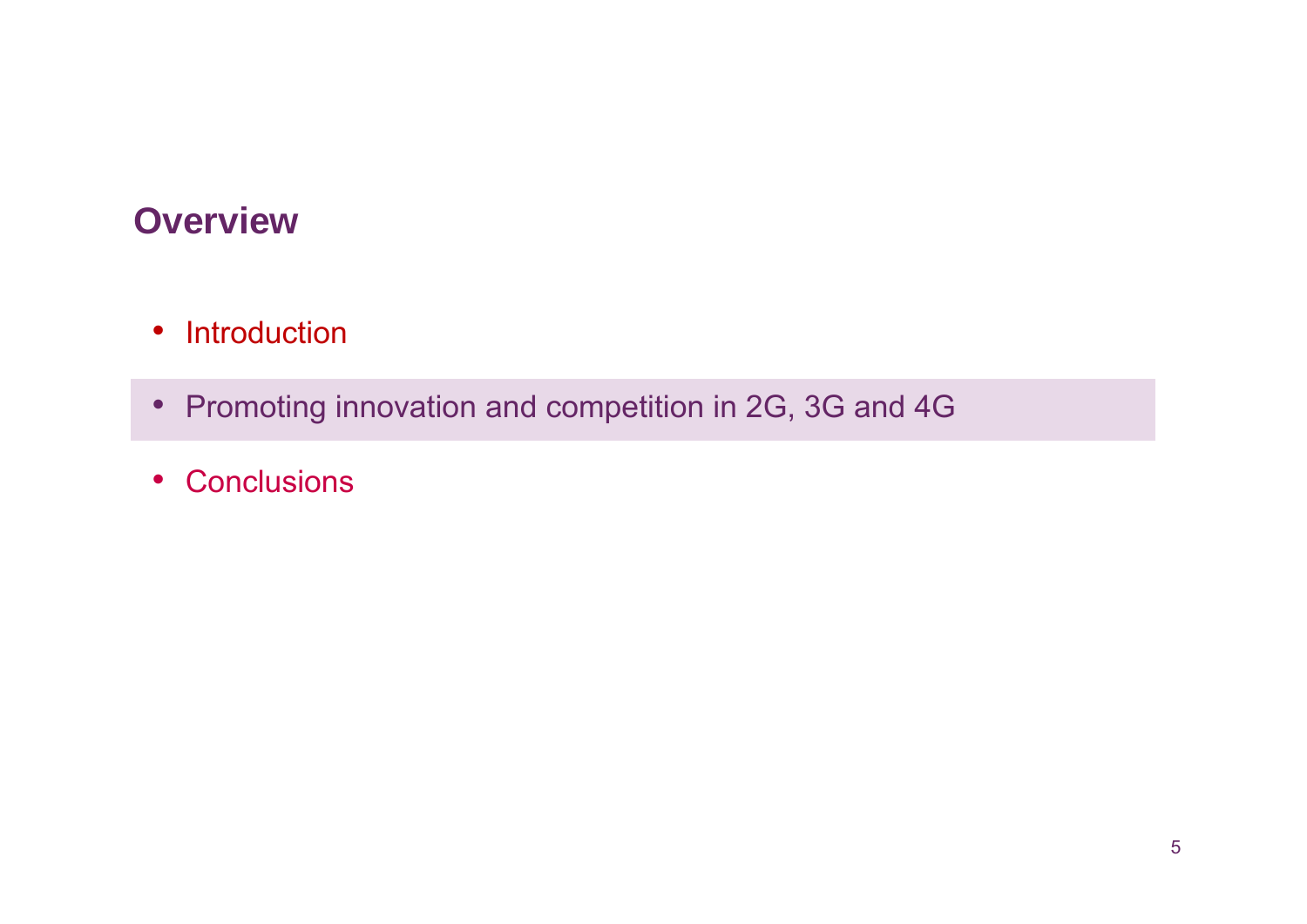## Overview

- Introduction
- Promoting innovation and competition in 2G, 3G and 4G
- Conclusions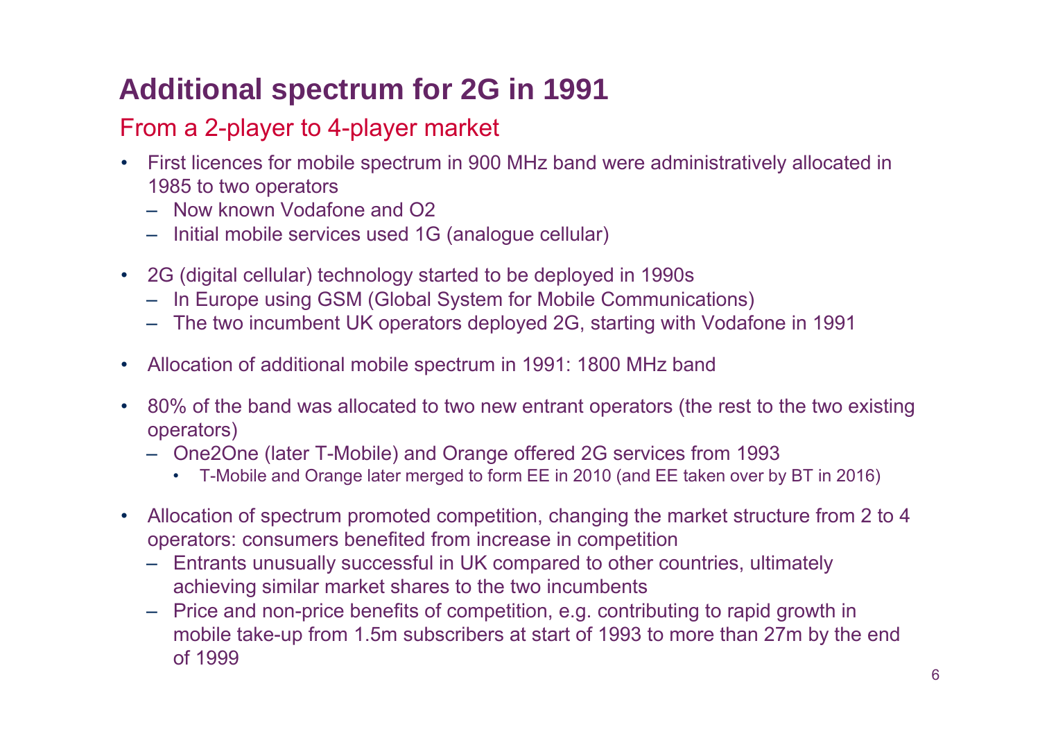# Additional spectrum for 2G in 1991

## From a 2-player to 4-player market

- First licences for mobile spectrum in 900 MHz band were administratively allocated in 1985 to two operators
  - Now known Vodafone and O2
  - Initial mobile services used 1G (analogue cellular)
- 2G (digital cellular) technology started to be deployed in 1990s
  - In Europe using GSM (Global System for Mobile Communications)
  - The two incumbent UK operators deployed 2G, starting with Vodafone in 1991
- Allocation of additional mobile spectrum in 1991: 1800 MHz band
- 80% of the band was allocated to two new entrant operators (the rest to the two existing operators)
  - One2One (later T-Mobile) and Orange offered 2G services from 1993
    - T-Mobile and Orange later merged to form EE in 2010 (and EE taken over by BT in 2016)
- Allocation of spectrum promoted competition, changing the market structure from 2 to 4 operators: consumers benefited from increase in competition
  - Entrants unusually successful in UK compared to other countries, ultimately achieving similar market shares to the two incumbents
  - Price and non-price benefits of competition, e.g. contributing to rapid growth in mobile take-up from 1.5m subscribers at start of 1993 to more than 27m by the end of 1999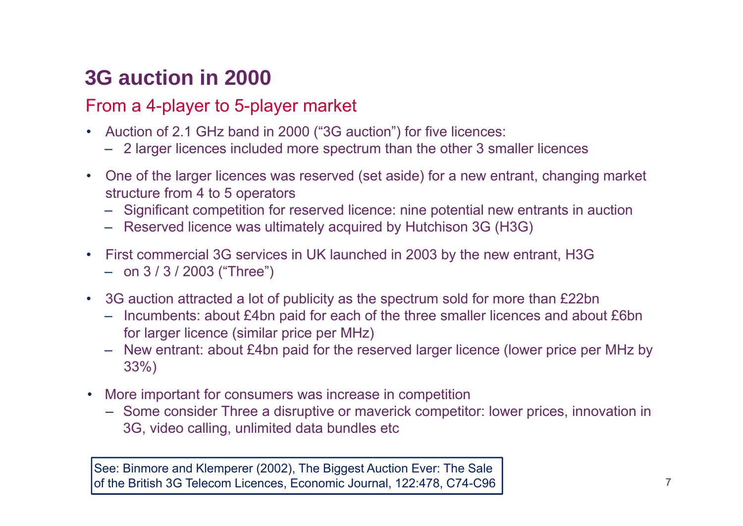# 3G auction in 2000

## From a 4-player to 5-player market

- Auction of 2.1 GHz band in 2000 ("3G auction") for five licences:
  - 2 larger licences included more spectrum than the other 3 smaller licences
- One of the larger licences was reserved (set aside) for a new entrant, changing market structure from 4 to 5 operators
  - Significant competition for reserved licence: nine potential new entrants in auction
  - Reserved licence was ultimately acquired by Hutchison 3G (H3G)
- First commercial 3G services in UK launched in 2003 by the new entrant, H3G
  - on 3 / 3 / 2003 ("Three")
- 3G auction attracted a lot of publicity as the spectrum sold for more than £22bn
  - Incumbents: about £4bn paid for each of the three smaller licences and about £6bn for larger licence (similar price per MHz)
  - New entrant: about £4bn paid for the reserved larger licence (lower price per MHz by 33%)
- More important for consumers was increase in competition
  - Some consider Three a disruptive or maverick competitor: lower prices, innovation in 3G, video calling, unlimited data bundles etc

See: Binmore and Klemperer (2002), The Biggest Auction Ever: The Sale of the British 3G Telecom Licences, Economic Journal, 122:478, C74-C96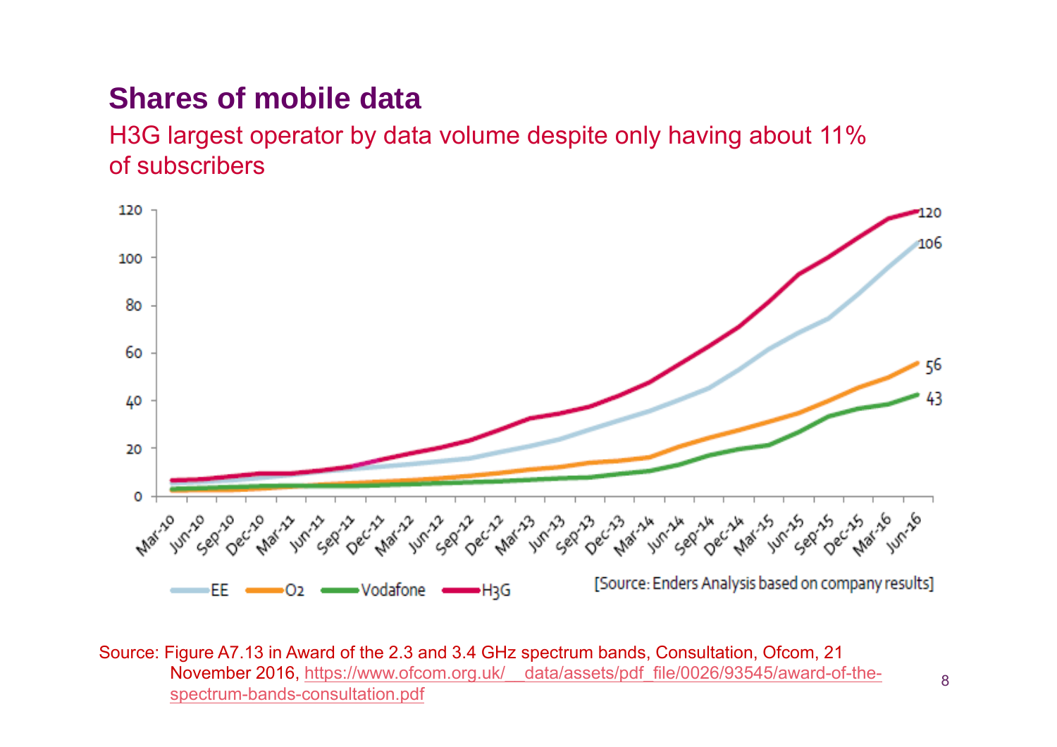# Shares of mobile data

H3G largest operator by data volume despite only having about 11% of subscribers

[Source: Enders Analysis based on company results]

Source: Figure A7.13 in Award of the 2.3 and 3.4 GHz spectrum bands, Consultation, Ofcom, 21 November 2016, https://www.ofcom.org.uk/__data/assets/pdf_file/0026/93545/award-of-the-spectrum-bands-consultation.pdf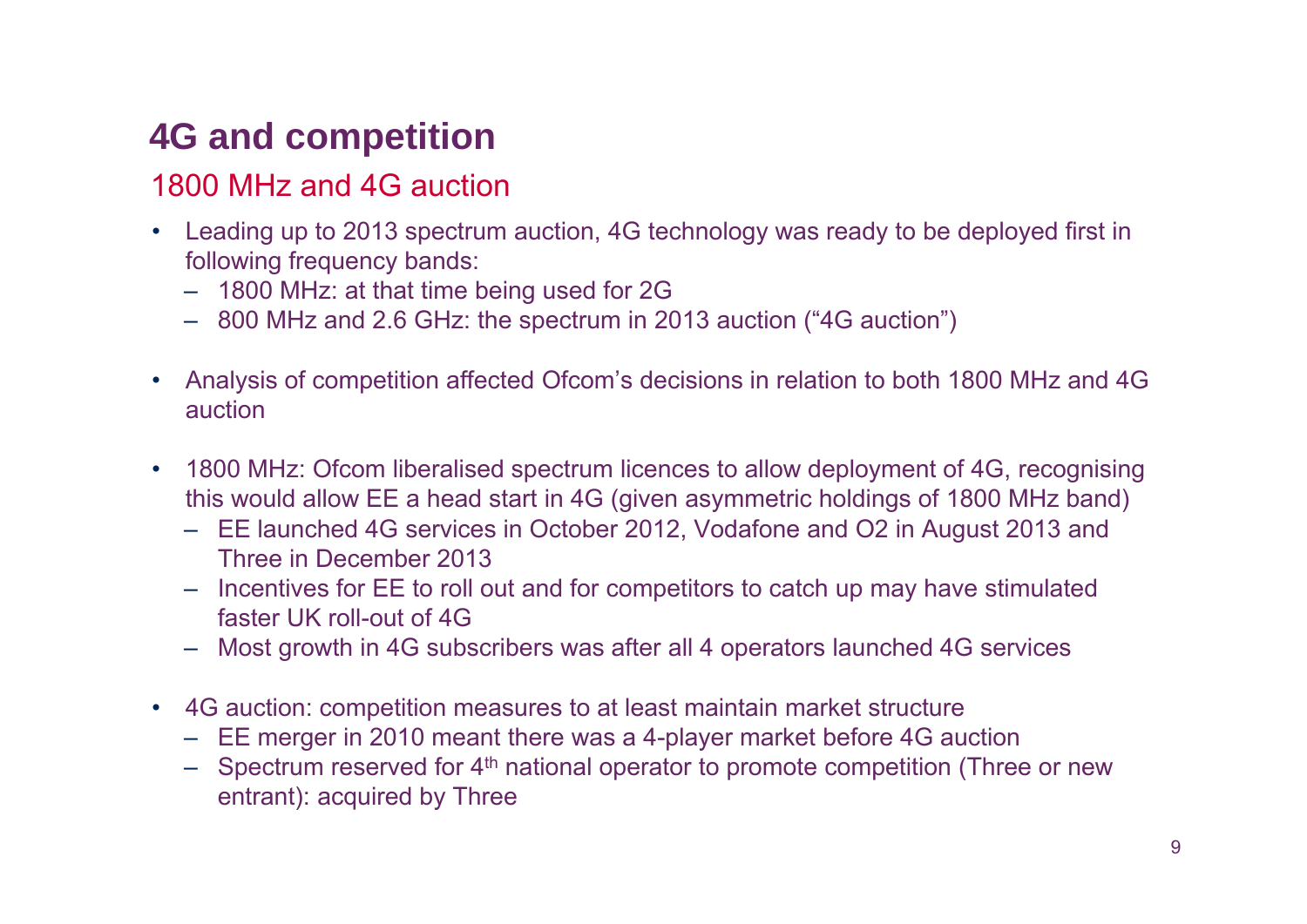# 4G and competition

## 1800 MHz and 4G auction

- Leading up to 2013 spectrum auction, 4G technology was ready to be deployed first in following frequency bands:
  - 1800 MHz: at that time being used for 2G
  - 800 MHz and 2.6 GHz: the spectrum in 2013 auction ("4G auction")
- Analysis of competition affected Ofcom's decisions in relation to both 1800 MHz and 4G auction
- 1800 MHz: Ofcom liberalised spectrum licences to allow deployment of 4G, recognising this would allow EE a head start in 4G (given asymmetric holdings of 1800 MHz band)
  - EE launched 4G services in October 2012, Vodafone and O2 in August 2013 and Three in December 2013
  - Incentives for EE to roll out and for competitors to catch up may have stimulated faster UK roll-out of 4G
  - Most growth in 4G subscribers was after all 4 operators launched 4G services
- 4G auction: competition measures to at least maintain market structure
  - EE merger in 2010 meant there was a 4-player market before 4G auction
  - Spectrum reserved for 4th national operator to promote competition (Three or new entrant): acquired by Three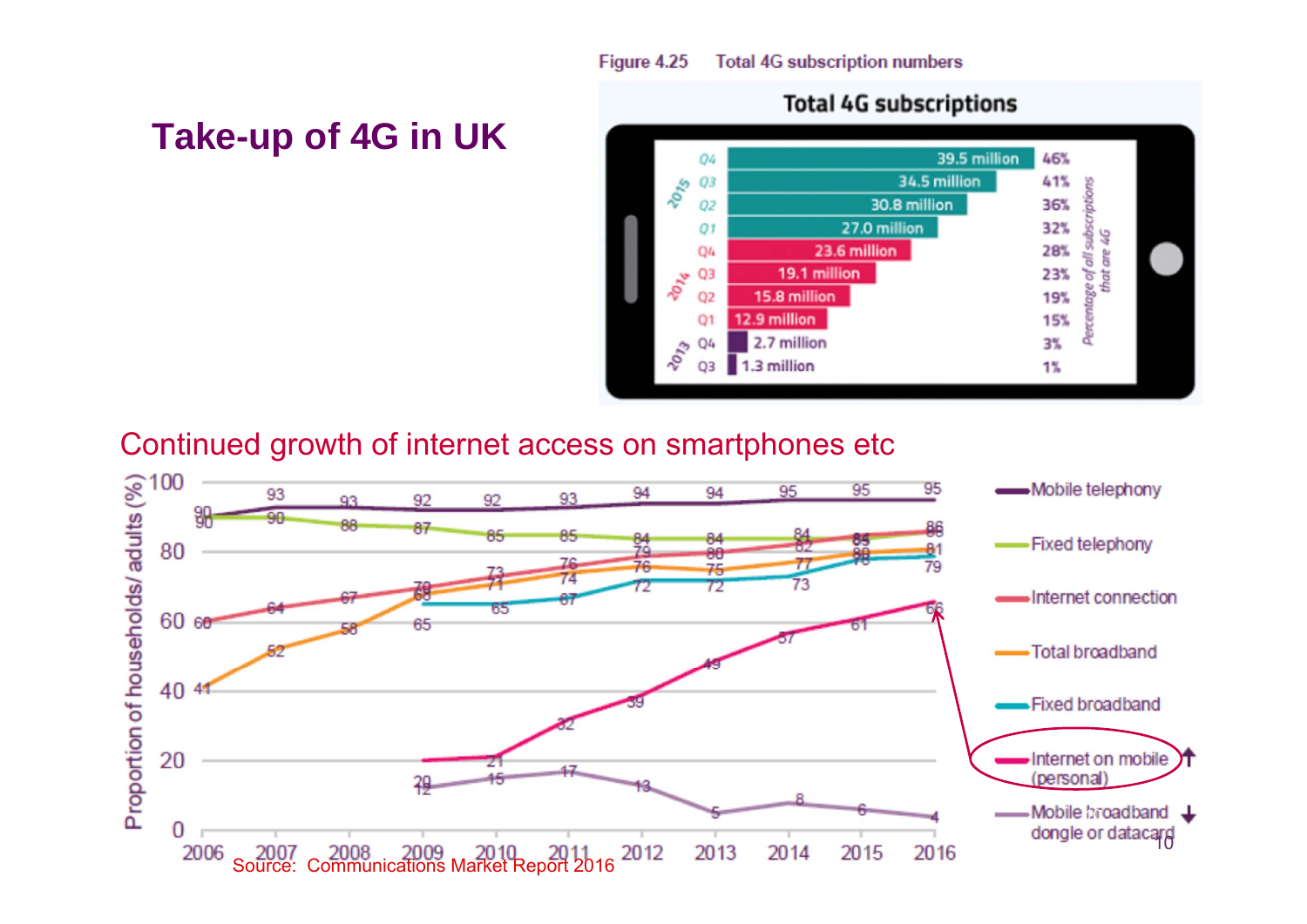# Take-up of 4G in UK

Figure 4.25 Total 4G subscription numbers

**Total 4G subscriptions**

| Year | Quarter | Subscriptions | Percentage of all subscriptions that are 4G |
|---|---|---|---|
| 2015 | Q4 | 39.5 million | 46% |
| 2015 | Q3 | 34.5 million | 41% |
| 2015 | Q2 | 30.8 million | 36% |
| 2015 | Q1 | 27.0 million | 32% |
| 2014 | Q4 | 23.6 million | 28% |
| 2014 | Q3 | 19.1 million | 23% |
| 2014 | Q2 | 15.8 million | 19% |
| 2014 | Q1 | 12.9 million | 15% |
| 2013 | Q4 | 2.7 million | 3% |
| 2013 | Q3 | 1.3 million | 1% |

## Continued growth of internet access on smartphones etc

Proportion of households/ adults (%)

| Year | Mobile telephony | Fixed telephony | Internet connection | Total broadband | Fixed broadband | Internet on mobile (personal) ↑ | Mobile broadband dongle or datacard ↓ |
|---|---|---|---|---|---|---|---|
| 2006 | 90 | 90 | 60 | 41 | | | |
| 2007 | 93 | 90 | 64 | 52 | | | |
| 2008 | 93 | 88 | 67 | 58 | | | |
| 2009 | 92 | 87 | 70 | 68 | 65 | 20 | 12 |
| 2010 | 92 | 85 | 73 | 71 | 65 | 21 | 15 |
| 2011 | 93 | 85 | 76 | 74 | 67 | 32 | 17 |
| 2012 | 94 | 84 | 79 | 76 | 72 | 39 | 13 |
| 2013 | 94 | 84 | 80 | 75 | 72 | 49 | 5 |
| 2014 | 95 | 84 | 82 | 77 | 73 | 57 | 8 |
| 2015 | 95 | 84 | 85 | 80 | 78 | 61 | 6 |
| 2016 | 95 | 86 | 86 | 81 | 79 | 66 | 4 |

Source: Communications Market Report 2016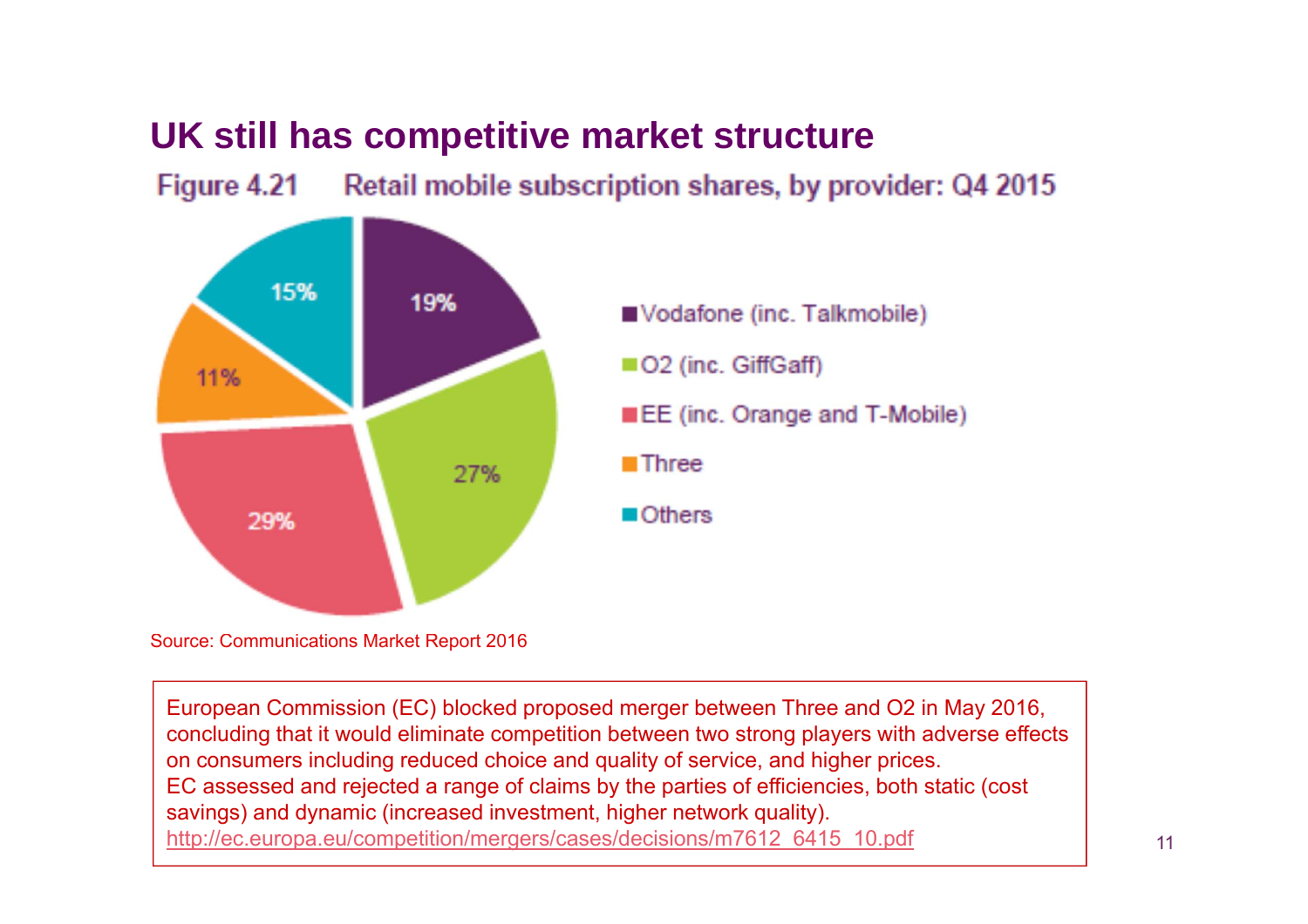# UK still has competitive market structure

**Figure 4.21 Retail mobile subscription shares, by provider: Q4 2015**

| Provider | Share |
| --- | --- |
| Vodafone (inc. Talkmobile) | 19% |
| O2 (inc. GiffGaff) | 27% |
| EE (inc. Orange and T-Mobile) | 29% |
| Three | 11% |
| Others | 15% |

Source: Communications Market Report 2016

European Commission (EC) blocked proposed merger between Three and O2 in May 2016, concluding that it would eliminate competition between two strong players with adverse effects on consumers including reduced choice and quality of service, and higher prices.
EC assessed and rejected a range of claims by the parties of efficiencies, both static (cost savings) and dynamic (increased investment, higher network quality).
http://ec.europa.eu/competition/mergers/cases/decisions/m7612_6415_10.pdf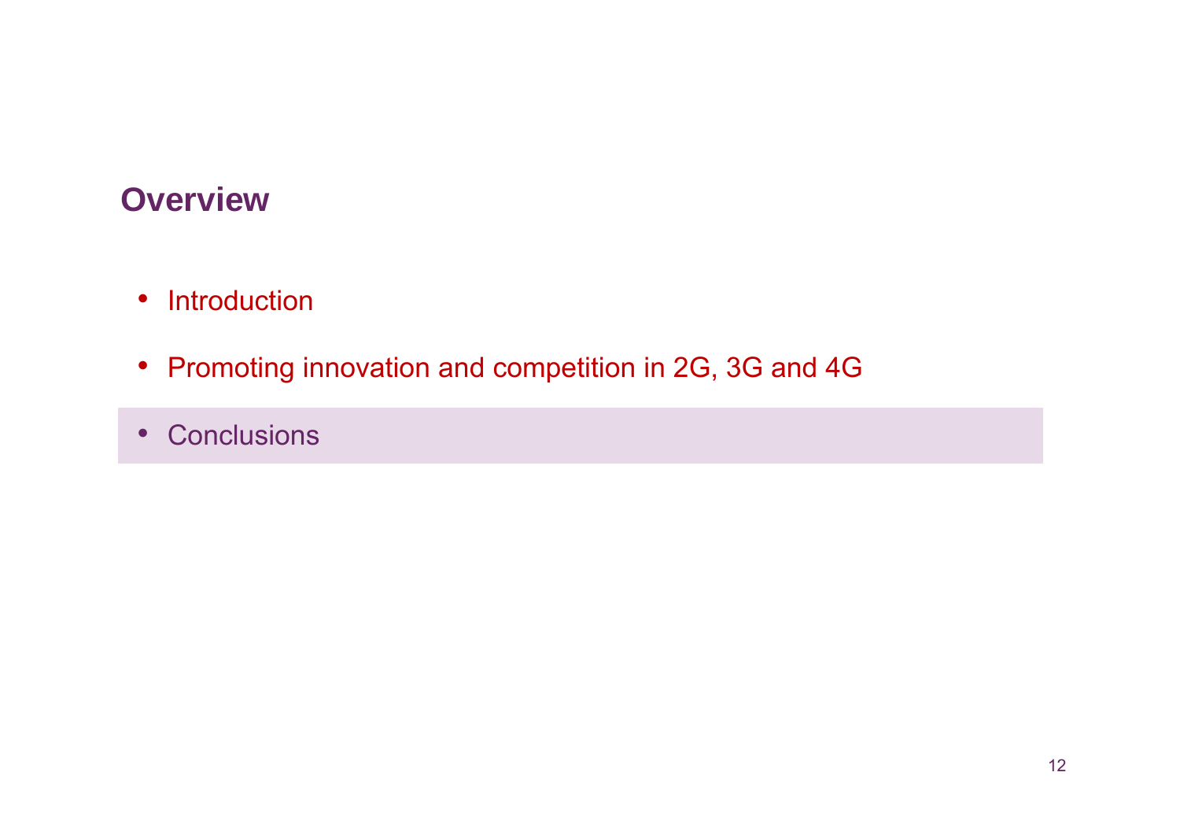## Overview

- Introduction
- Promoting innovation and competition in 2G, 3G and 4G
- Conclusions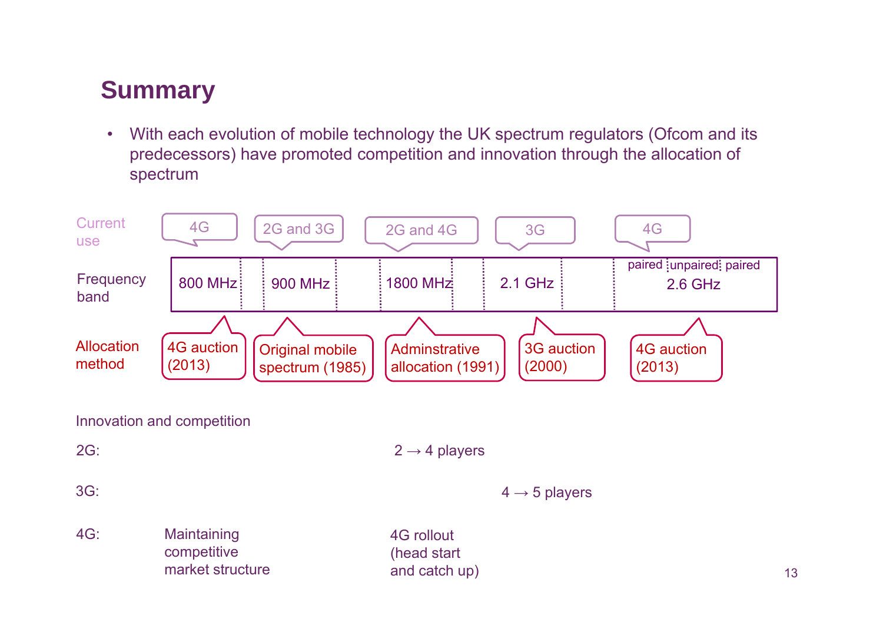## Summary

- With each evolution of mobile technology the UK spectrum regulators (Ofcom and its predecessors) have promoted competition and innovation through the allocation of spectrum

| | | | | | |
|---|---|---|---|---|---|
| Current use | 4G | 2G and 3G | 2G and 4G | 3G | 4G |
| Frequency band | 800 MHz | 900 MHz | 1800 MHz | 2.1 GHz | 2.6 GHz (paired / unpaired / paired) |
| Allocation method | 4G auction (2013) | Original mobile spectrum (1985) | Adminstrative allocation (1991) | 3G auction (2000) | 4G auction (2013) |

Innovation and competition

2G: $2 \rightarrow 4$ players

3G: $4 \rightarrow 5$ players

4G: Maintaining competitive market structure; 4G rollout (head start and catch up)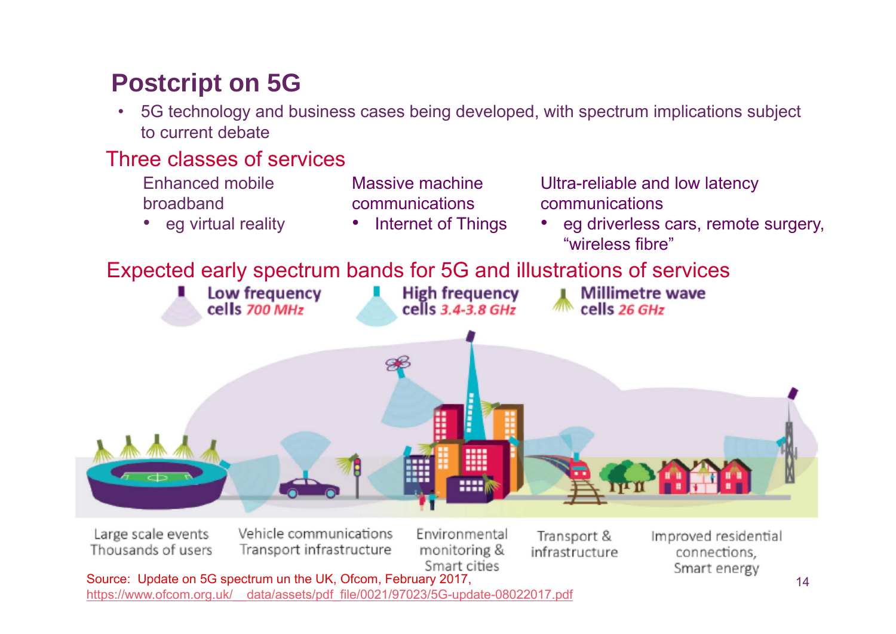# Postcript on 5G

- 5G technology and business cases being developed, with spectrum implications subject to current debate

## Three classes of services

Enhanced mobile broadband
- eg virtual reality

Massive machine communications
- Internet of Things

Ultra-reliable and low latency communications
- eg driverless cars, remote surgery, "wireless fibre"

## Expected early spectrum bands for 5G and illustrations of services

Low frequency cells 700 MHz

High frequency cells 3.4-3.8 GHz

Millimetre wave cells 26 GHz

Large scale events
Thousands of users

Vehicle communications
Transport infrastructure

Environmental monitoring &
Smart cities

Transport &
infrastructure

Improved residential connections,
Smart energy

Source: Update on 5G spectrum un the UK, Ofcom, February 2017,
https://www.ofcom.org.uk/__data/assets/pdf_file/0021/97023/5G-update-08022017.pdf